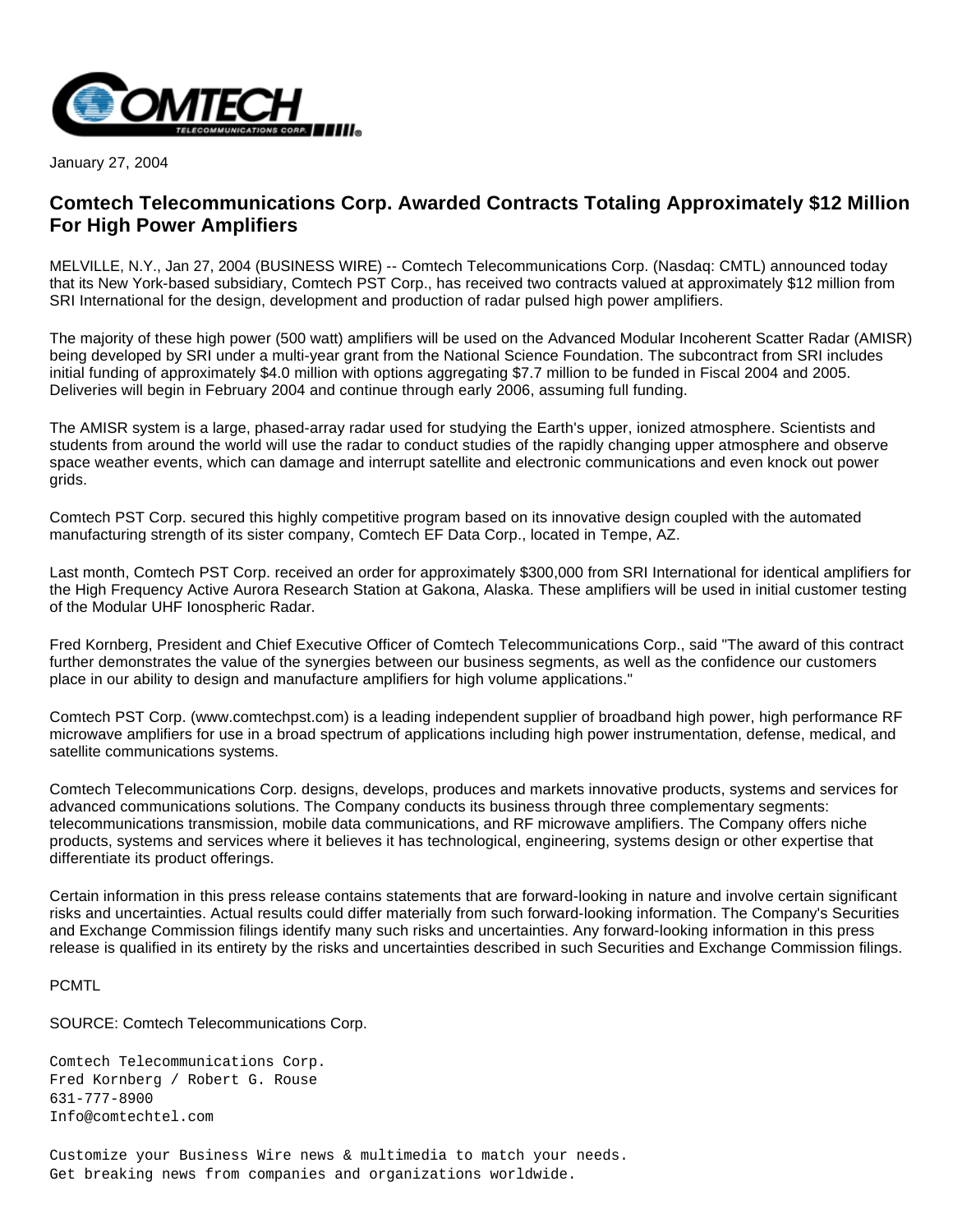January 27, 2004

# Comtech Telecommunications Corp. Awarded Contracts Totaling Approximately $12 Million For High Power Amplifiers

MELVILLE, N.Y., Jan 27, 2004 (BUSINESS WIRE) -- Comtech Telecommunications Corp. (Nasdaq: CMTL) announced today that its New York-based subsidiary, Comtech PST Corp., has received two contracts valued at approximately $12 million from SRI International for the design, development and production of radar pulsed high power amplifiers.

The majority of these high power (500 watt) amplifiers will be used on the Advanced Modular Incoherent Scatter Radar (AMISR) being developed by SRI under a multi-year grant from the National Science Foundation. The subcontract from SRI includes initial funding of approximately $4.0 million with options aggregating $7.7 million to be funded in Fiscal 2004 and 2005. Deliveries will begin in February 2004 and continue through early 2006, assuming full funding.

The AMISR system is a large, phased-array radar used for studying the Earth's upper, ionized atmosphere. Scientists and students from around the world will use the radar to conduct studies of the rapidly changing upper atmosphere and observe space weather events, which can damage and interrupt satellite and electronic communications and even knock out power grids.

Comtech PST Corp. secured this highly competitive program based on its innovative design coupled with the automated manufacturing strength of its sister company, Comtech EF Data Corp., located in Tempe, AZ.

Last month, Comtech PST Corp. received an order for approximately $300,000 from SRI International for identical amplifiers for the High Frequency Active Aurora Research Station at Gakona, Alaska. These amplifiers will be used in initial customer testing of the Modular UHF Ionospheric Radar.

Fred Kornberg, President and Chief Executive Officer of Comtech Telecommunications Corp., said "The award of this contract further demonstrates the value of the synergies between our business segments, as well as the confidence our customers place in our ability to design and manufacture amplifiers for high volume applications."

Comtech PST Corp. (www.comtechpst.com) is a leading independent supplier of broadband high power, high performance RF microwave amplifiers for use in a broad spectrum of applications including high power instrumentation, defense, medical, and satellite communications systems.

Comtech Telecommunications Corp. designs, develops, produces and markets innovative products, systems and services for advanced communications solutions. The Company conducts its business through three complementary segments: telecommunications transmission, mobile data communications, and RF microwave amplifiers. The Company offers niche products, systems and services where it believes it has technological, engineering, systems design or other expertise that differentiate its product offerings.

Certain information in this press release contains statements that are forward-looking in nature and involve certain significant risks and uncertainties. Actual results could differ materially from such forward-looking information. The Company's Securities and Exchange Commission filings identify many such risks and uncertainties. Any forward-looking information in this press release is qualified in its entirety by the risks and uncertainties described in such Securities and Exchange Commission filings.

PCMTL

SOURCE: Comtech Telecommunications Corp.

Comtech Telecommunications Corp.
Fred Kornberg / Robert G. Rouse
631-777-8900
Info@comtechtel.com

Customize your Business Wire news & multimedia to match your needs.
Get breaking news from companies and organizations worldwide.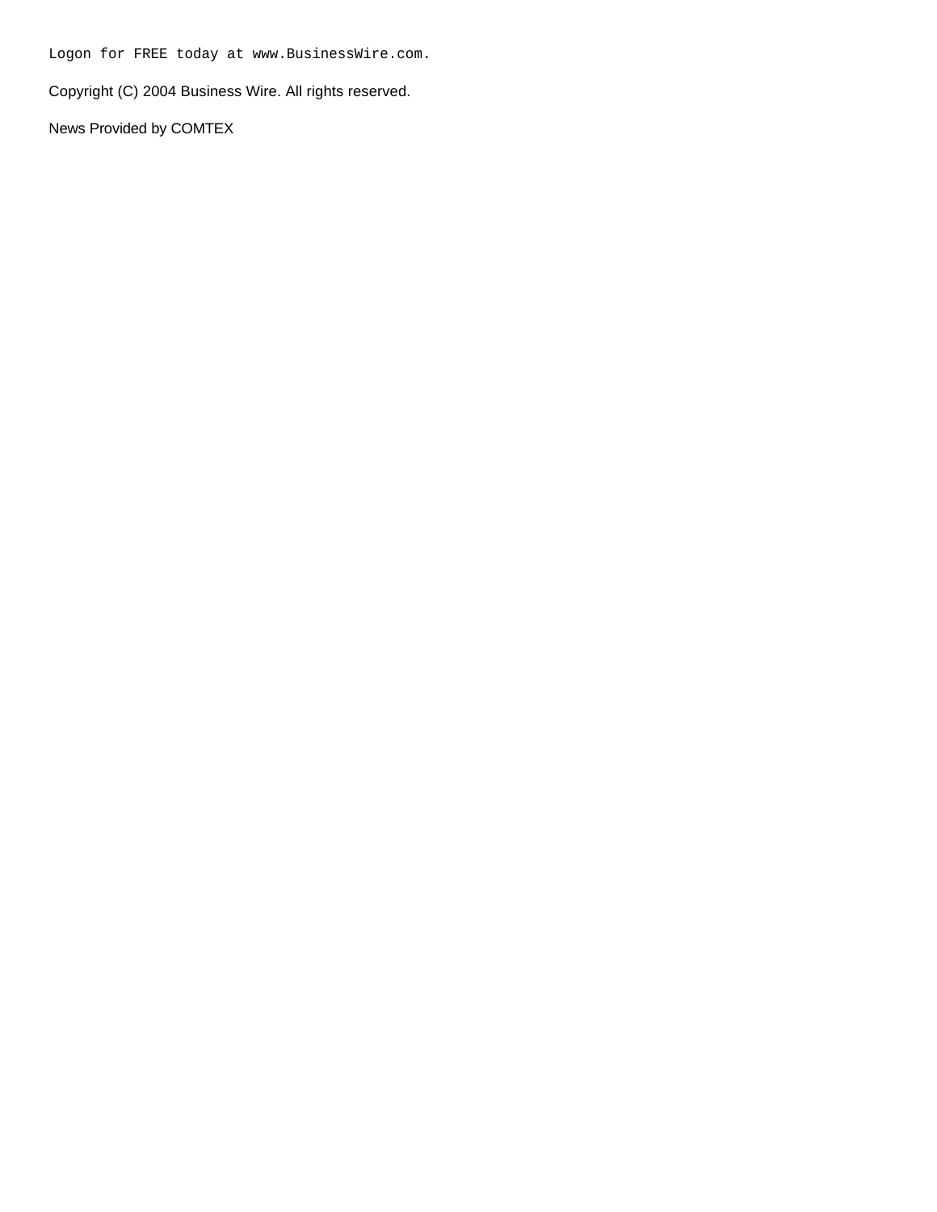Logon for FREE today at www.BusinessWire.com.

Copyright (C) 2004 Business Wire. All rights reserved.

News Provided by COMTEX